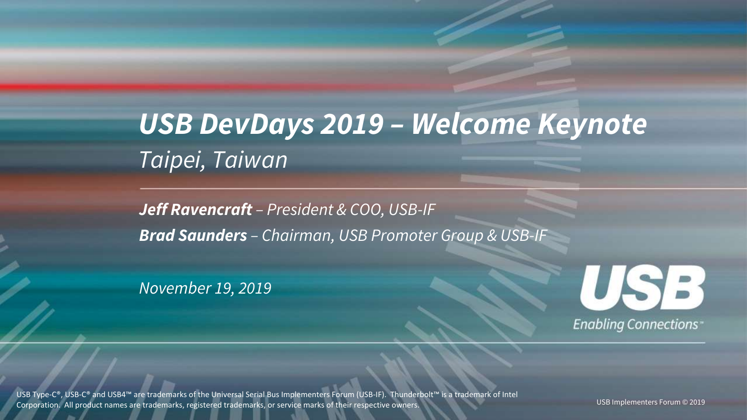# *USB DevDays 2019 – Welcome Keynote*

*Taipei, Taiwan*

***Jeff Ravencraft*** *– President & COO, USB-IF*

***Brad Saunders*** *– Chairman, USB Promoter Group & USB-IF*

*November 19, 2019*

USB

Enabling Connections™

USB Type-C®, USB-C® and USB4™ are trademarks of the Universal Serial Bus Implementers Forum (USB-IF). Thunderbolt™ is a trademark of Intel Corporation. All product names are trademarks, registered trademarks, or service marks of their respective owners.

USB Implementers Forum © 2019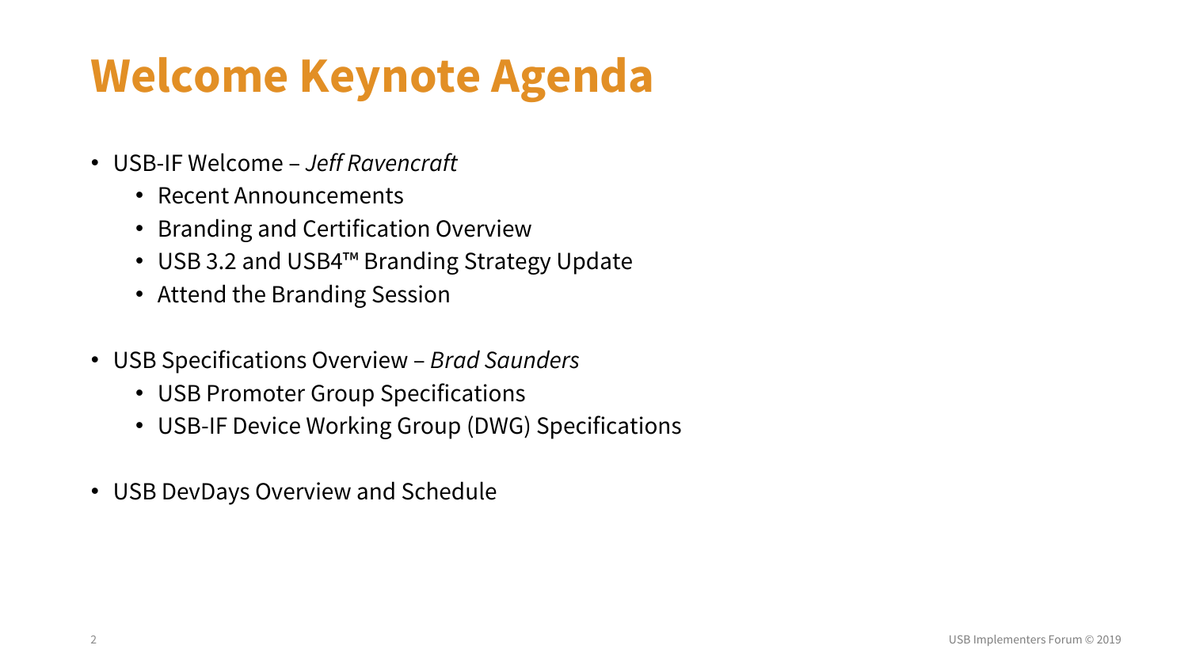# Welcome Keynote Agenda

- USB-IF Welcome – *Jeff Ravencraft*
  - Recent Announcements
  - Branding and Certification Overview
  - USB 3.2 and USB4™ Branding Strategy Update
  - Attend the Branding Session
- USB Specifications Overview – *Brad Saunders*
  - USB Promoter Group Specifications
  - USB-IF Device Working Group (DWG) Specifications
- USB DevDays Overview and Schedule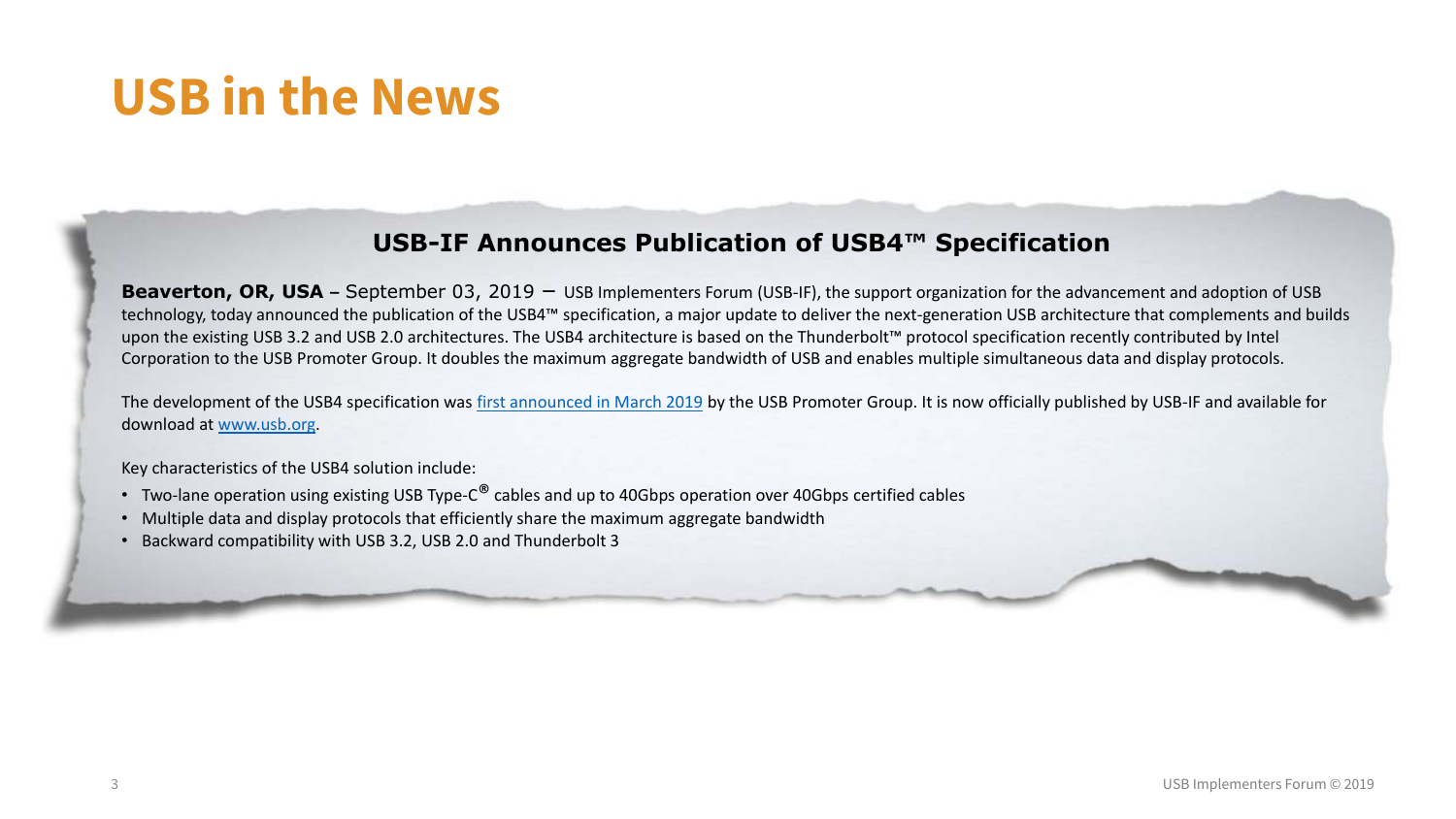# USB in the News

## USB-IF Announces Publication of USB4™ Specification

**Beaverton, OR, USA** – September 03, 2019 – USB Implementers Forum (USB-IF), the support organization for the advancement and adoption of USB technology, today announced the publication of the USB4™ specification, a major update to deliver the next-generation USB architecture that complements and builds upon the existing USB 3.2 and USB 2.0 architectures. The USB4 architecture is based on the Thunderbolt™ protocol specification recently contributed by Intel Corporation to the USB Promoter Group. It doubles the maximum aggregate bandwidth of USB and enables multiple simultaneous data and display protocols.

The development of the USB4 specification was first announced in March 2019 by the USB Promoter Group. It is now officially published by USB-IF and available for download at www.usb.org.

Key characteristics of the USB4 solution include:

- Two-lane operation using existing USB Type-C® cables and up to 40Gbps operation over 40Gbps certified cables
- Multiple data and display protocols that efficiently share the maximum aggregate bandwidth
- Backward compatibility with USB 3.2, USB 2.0 and Thunderbolt 3

USB Implementers Forum © 2019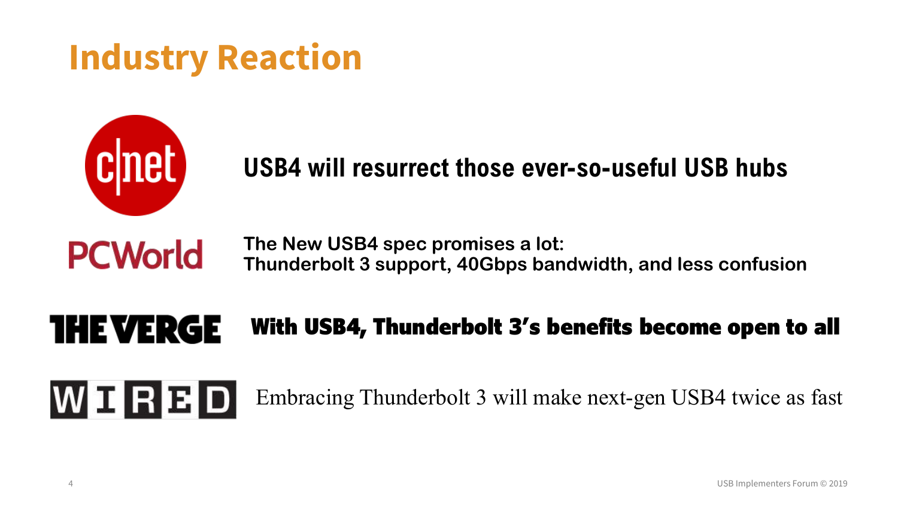# Industry Reaction

**CNET:** USB4 will resurrect those ever-so-useful USB hubs

**PCWorld:** The New USB4 spec promises a lot: Thunderbolt 3 support, 40Gbps bandwidth, and less confusion

**The Verge:** With USB4, Thunderbolt 3's benefits become open to all

**WIRED:** Embracing Thunderbolt 3 will make next-gen USB4 twice as fast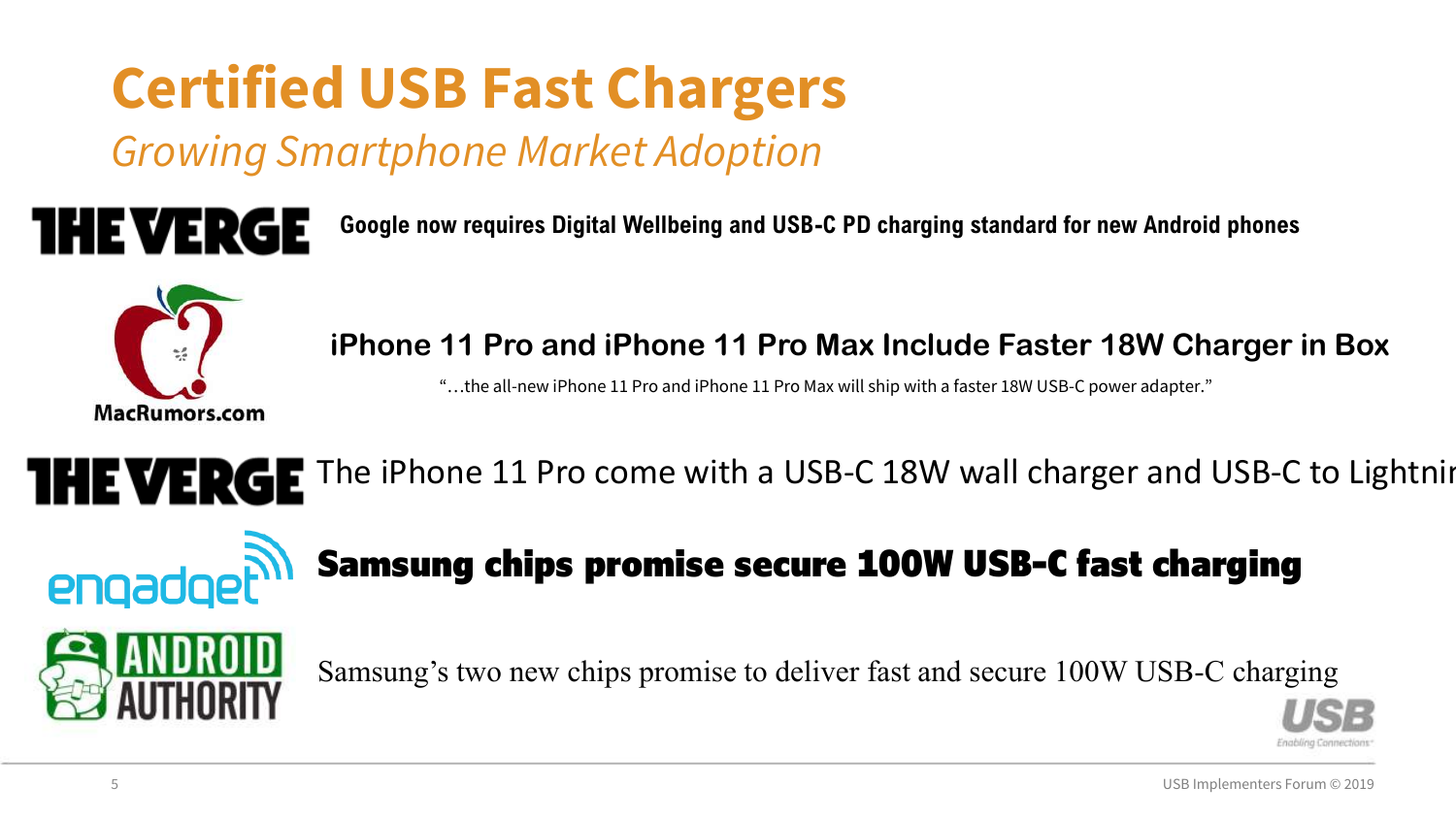# Certified USB Fast Chargers

*Growing Smartphone Market Adoption*

THE VERGE — **Google now requires Digital Wellbeing and USB-C PD charging standard for new Android phones**

MacRumors.com — **iPhone 11 Pro and iPhone 11 Pro Max Include Faster 18W Charger in Box**

"…the all-new iPhone 11 Pro and iPhone 11 Pro Max will ship with a faster 18W USB-C power adapter."

THE VERGE — The iPhone 11 Pro come with a USB-C 18W wall charger and USB-C to Lightnin

engadget — **Samsung chips promise secure 100W USB-C fast charging**

ANDROID AUTHORITY — Samsung's two new chips promise to deliver fast and secure 100W USB-C charging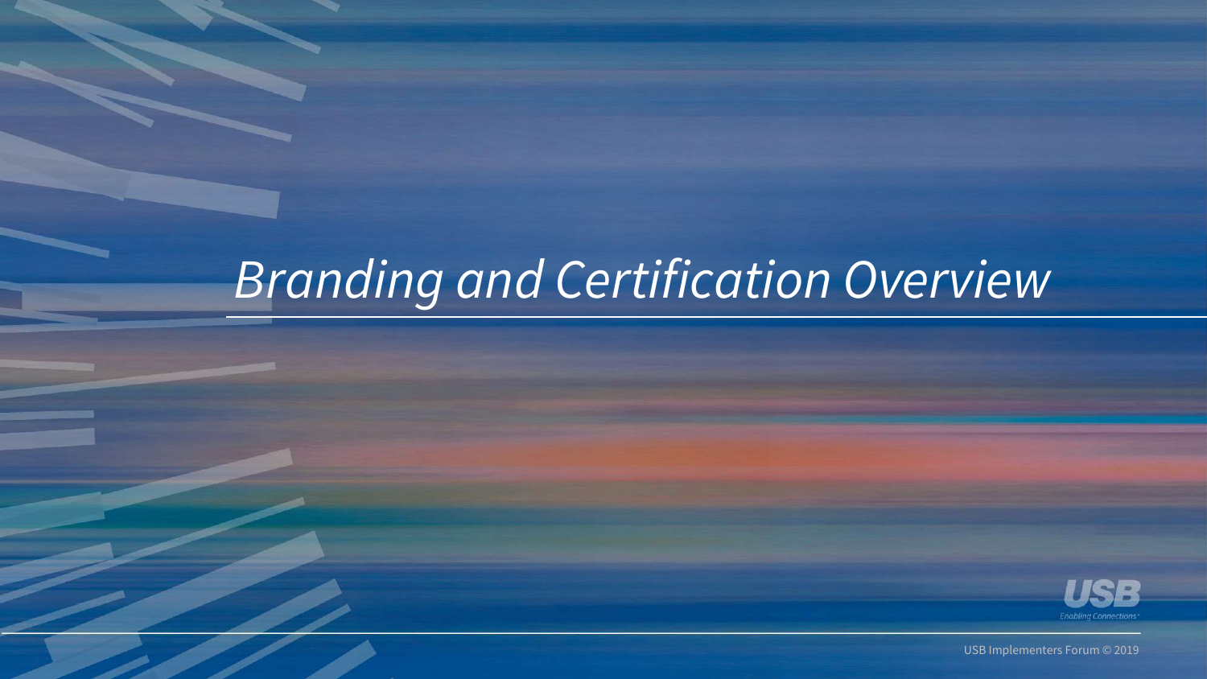# *Branding and Certification Overview*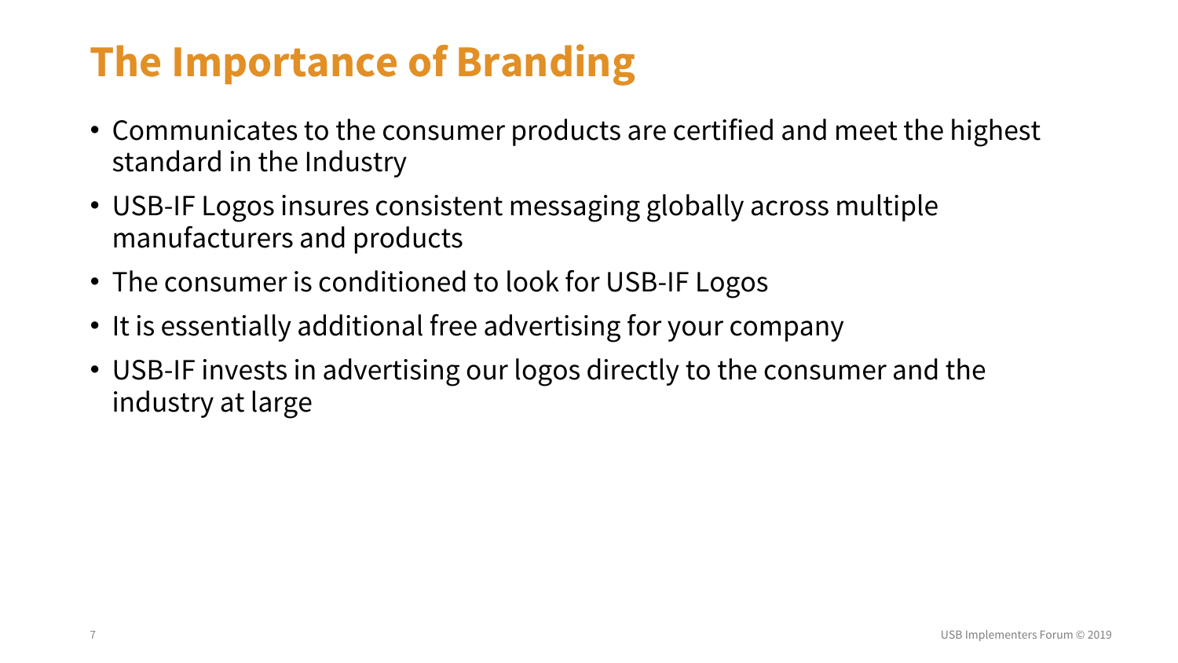# The Importance of Branding

- Communicates to the consumer products are certified and meet the highest standard in the Industry
- USB-IF Logos insures consistent messaging globally across multiple manufacturers and products
- The consumer is conditioned to look for USB-IF Logos
- It is essentially additional free advertising for your company
- USB-IF invests in advertising our logos directly to the consumer and the industry at large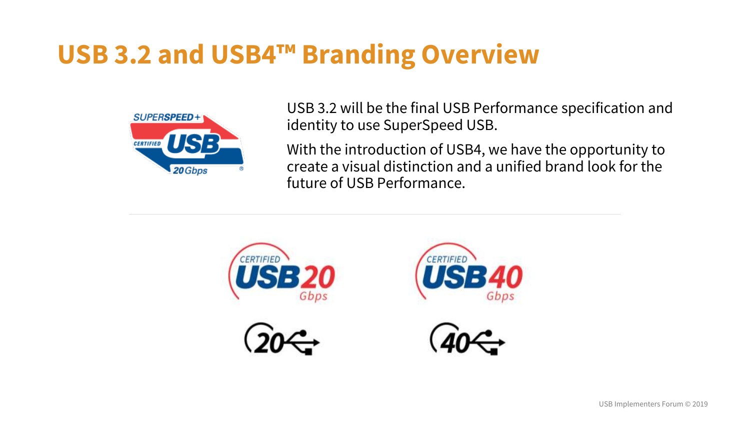# USB 3.2 and USB4™ Branding Overview

USB 3.2 will be the final USB Performance specification and identity to use SuperSpeed USB.

With the introduction of USB4, we have the opportunity to create a visual distinction and a unified brand look for the future of USB Performance.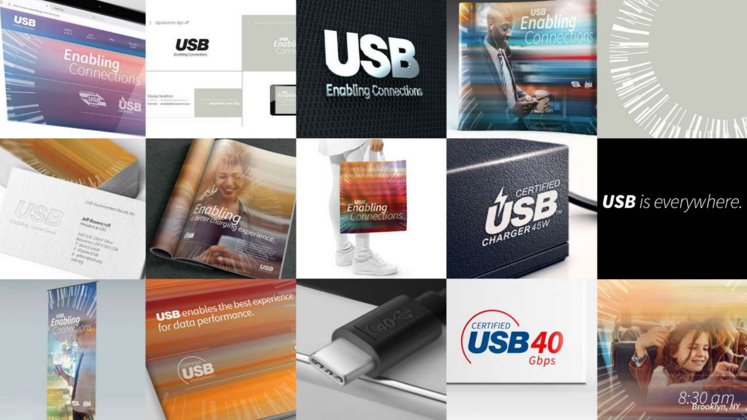USB
Enabling Connections

USB
Enabling Connections

USB
Enabling Connections

USB
Enabling Connections

USB is everywhere.

USB
Enabling Connections

Enabling a better charging experience.

USB
Enabling Connections

CERTIFIED USB CHARGER 45W

USB
Enabling Connections

USB enables the best experience for data performance.

CERTIFIED USB 40 Gbps

8:30 am
Brooklyn, NY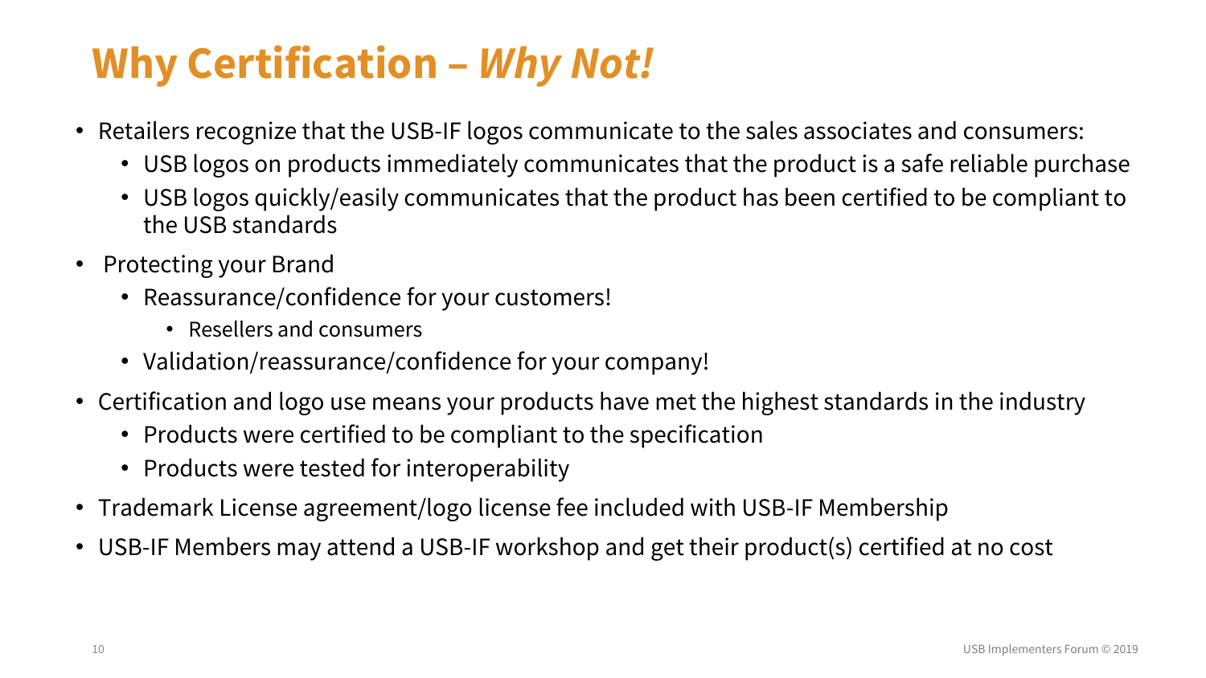# Why Certification – *Why Not!*

- Retailers recognize that the USB-IF logos communicate to the sales associates and consumers:
  - USB logos on products immediately communicates that the product is a safe reliable purchase
  - USB logos quickly/easily communicates that the product has been certified to be compliant to the USB standards
- Protecting your Brand
  - Reassurance/confidence for your customers!
    - Resellers and consumers
  - Validation/reassurance/confidence for your company!
- Certification and logo use means your products have met the highest standards in the industry
  - Products were certified to be compliant to the specification
  - Products were tested for interoperability
- Trademark License agreement/logo license fee included with USB-IF Membership
- USB-IF Members may attend a USB-IF workshop and get their product(s) certified at no cost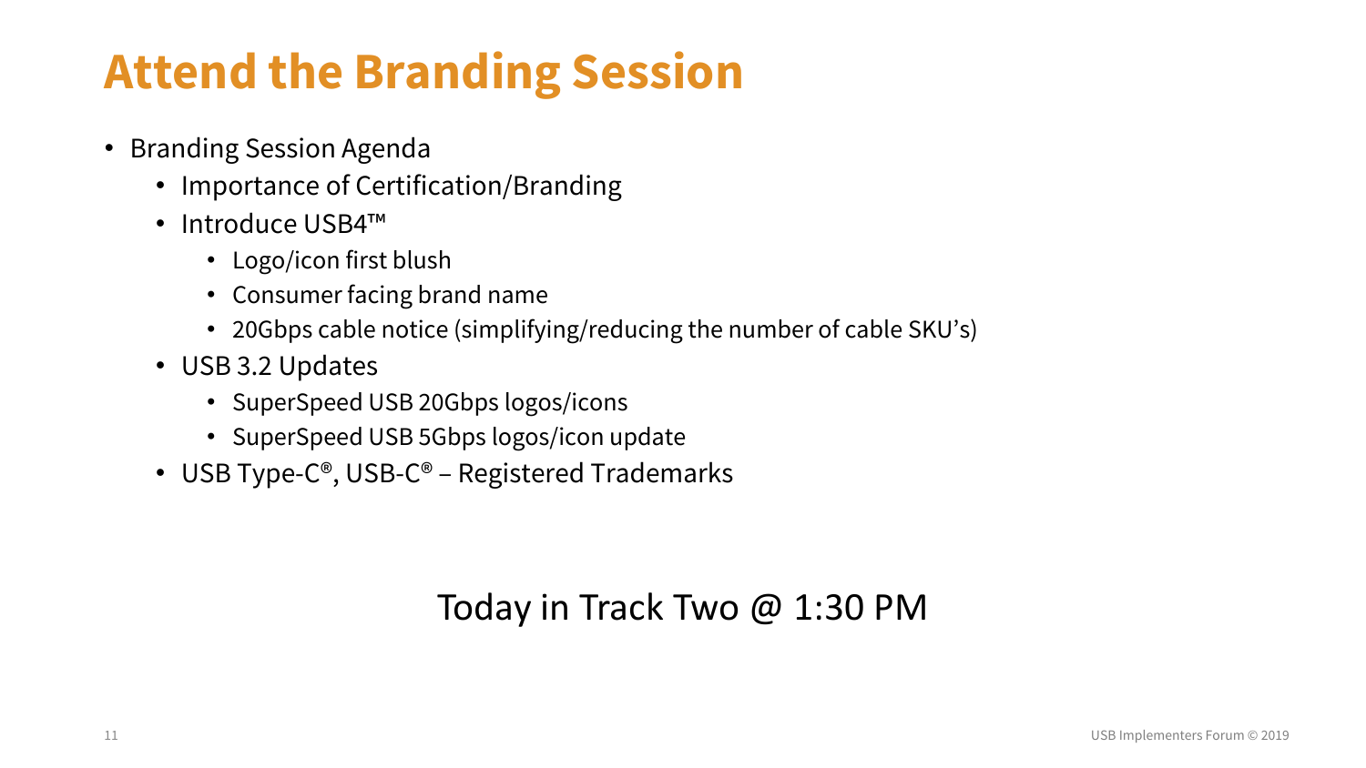# Attend the Branding Session

- Branding Session Agenda
  - Importance of Certification/Branding
  - Introduce USB4™
    - Logo/icon first blush
    - Consumer facing brand name
    - 20Gbps cable notice (simplifying/reducing the number of cable SKU's)
  - USB 3.2 Updates
    - SuperSpeed USB 20Gbps logos/icons
    - SuperSpeed USB 5Gbps logos/icon update
  - USB Type-C®, USB-C® – Registered Trademarks

Today in Track Two @ 1:30 PM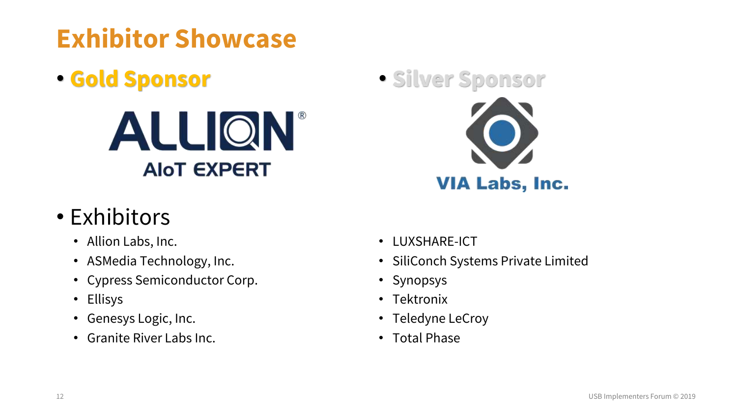# Exhibitor Showcase

- **Gold Sponsor**

ALLION® AIoT EXPERT

- **Silver Sponsor**

VIA Labs, Inc.

- Exhibitors
  - Allion Labs, Inc.
  - ASMedia Technology, Inc.
  - Cypress Semiconductor Corp.
  - Ellisys
  - Genesys Logic, Inc.
  - Granite River Labs Inc.
  - LUXSHARE-ICT
  - SiliConch Systems Private Limited
  - Synopsys
  - Tektronix
  - Teledyne LeCroy
  - Total Phase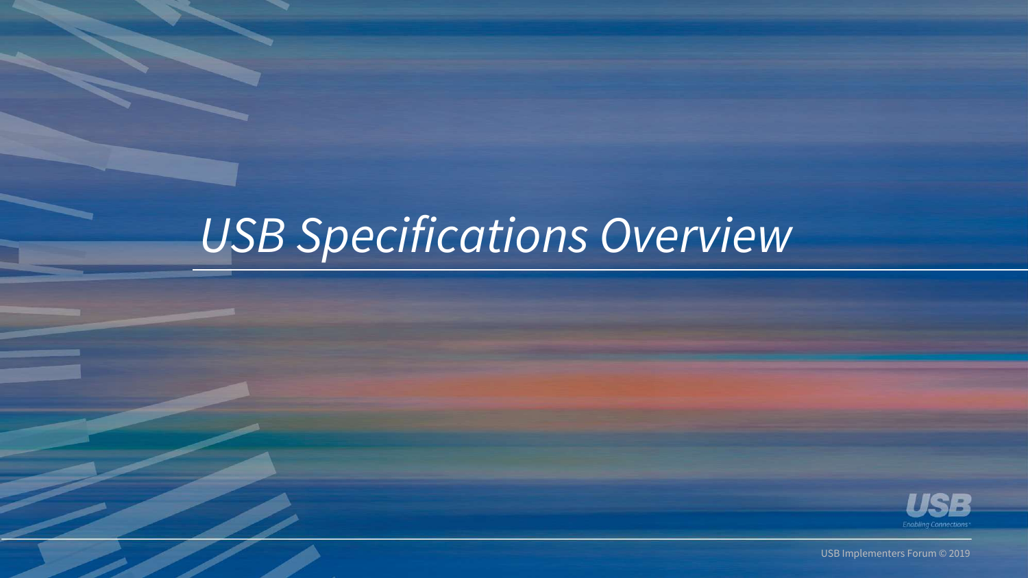# *USB Specifications Overview*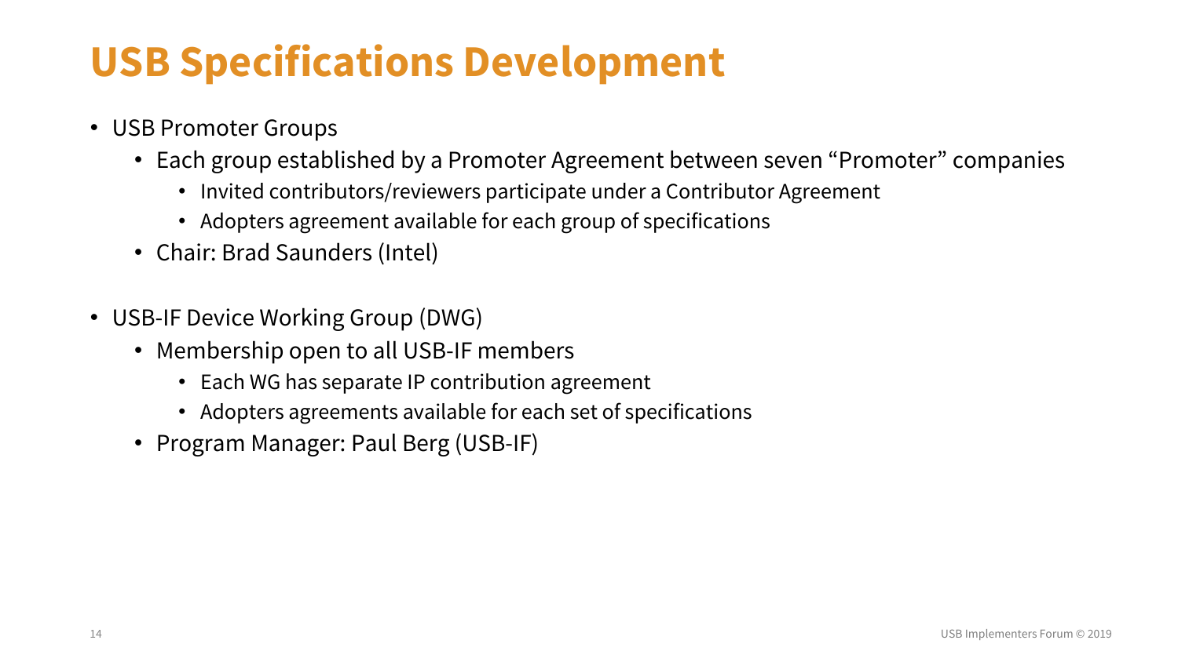# USB Specifications Development

- USB Promoter Groups
  - Each group established by a Promoter Agreement between seven “Promoter” companies
    - Invited contributors/reviewers participate under a Contributor Agreement
    - Adopters agreement available for each group of specifications
  - Chair: Brad Saunders (Intel)

- USB-IF Device Working Group (DWG)
  - Membership open to all USB-IF members
    - Each WG has separate IP contribution agreement
    - Adopters agreements available for each set of specifications
  - Program Manager: Paul Berg (USB-IF)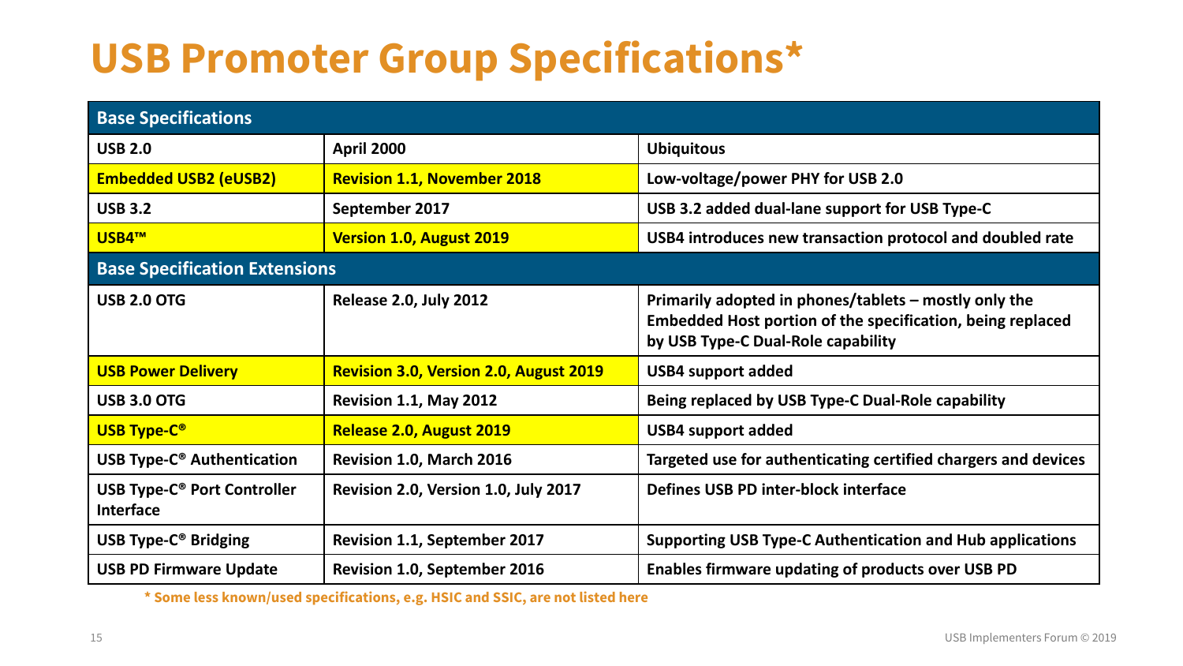# USB Promoter Group Specifications*

| Base Specifications | | |
|---|---|---|
| USB 2.0 | April 2000 | Ubiquitous |
| Embedded USB2 (eUSB2) | Revision 1.1, November 2018 | Low-voltage/power PHY for USB 2.0 |
| USB 3.2 | September 2017 | USB 3.2 added dual-lane support for USB Type-C |
| USB4™ | Version 1.0, August 2019 | USB4 introduces new transaction protocol and doubled rate |
| **Base Specification Extensions** | | |
| USB 2.0 OTG | Release 2.0, July 2012 | Primarily adopted in phones/tablets – mostly only the Embedded Host portion of the specification, being replaced by USB Type-C Dual-Role capability |
| USB Power Delivery | Revision 3.0, Version 2.0, August 2019 | USB4 support added |
| USB 3.0 OTG | Revision 1.1, May 2012 | Being replaced by USB Type-C Dual-Role capability |
| USB Type-C® | Release 2.0, August 2019 | USB4 support added |
| USB Type-C® Authentication | Revision 1.0, March 2016 | Targeted use for authenticating certified chargers and devices |
| USB Type-C® Port Controller Interface | Revision 2.0, Version 1.0, July 2017 | Defines USB PD inter-block interface |
| USB Type-C® Bridging | Revision 1.1, September 2017 | Supporting USB Type-C Authentication and Hub applications |
| USB PD Firmware Update | Revision 1.0, September 2016 | Enables firmware updating of products over USB PD |

* Some less known/used specifications, e.g. HSIC and SSIC, are not listed here

USB Implementers Forum © 2019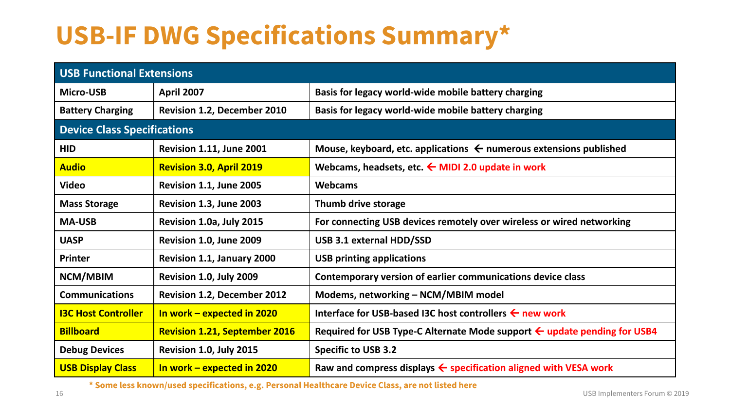# USB-IF DWG Specifications Summary*

| USB Functional Extensions | | |
|---|---|---|
| Micro-USB | April 2007 | Basis for legacy world-wide mobile battery charging |
| Battery Charging | Revision 1.2, December 2010 | Basis for legacy world-wide mobile battery charging |
| **Device Class Specifications** | | |
| HID | Revision 1.11, June 2001 | Mouse, keyboard, etc. applications ← numerous extensions published |
| Audio | Revision 3.0, April 2019 | Webcams, headsets, etc. ← MIDI 2.0 update in work |
| Video | Revision 1.1, June 2005 | Webcams |
| Mass Storage | Revision 1.3, June 2003 | Thumb drive storage |
| MA-USB | Revision 1.0a, July 2015 | For connecting USB devices remotely over wireless or wired networking |
| UASP | Revision 1.0, June 2009 | USB 3.1 external HDD/SSD |
| Printer | Revision 1.1, January 2000 | USB printing applications |
| NCM/MBIM | Revision 1.0, July 2009 | Contemporary version of earlier communications device class |
| Communications | Revision 1.2, December 2012 | Modems, networking – NCM/MBIM model |
| I3C Host Controller | In work – expected in 2020 | Interface for USB-based I3C host controllers ← new work |
| Billboard | Revision 1.21, September 2016 | Required for USB Type-C Alternate Mode support ← update pending for USB4 |
| Debug Devices | Revision 1.0, July 2015 | Specific to USB 3.2 |
| USB Display Class | In work – expected in 2020 | Raw and compress displays ← specification aligned with VESA work |

* Some less known/used specifications, e.g. Personal Healthcare Device Class, are not listed here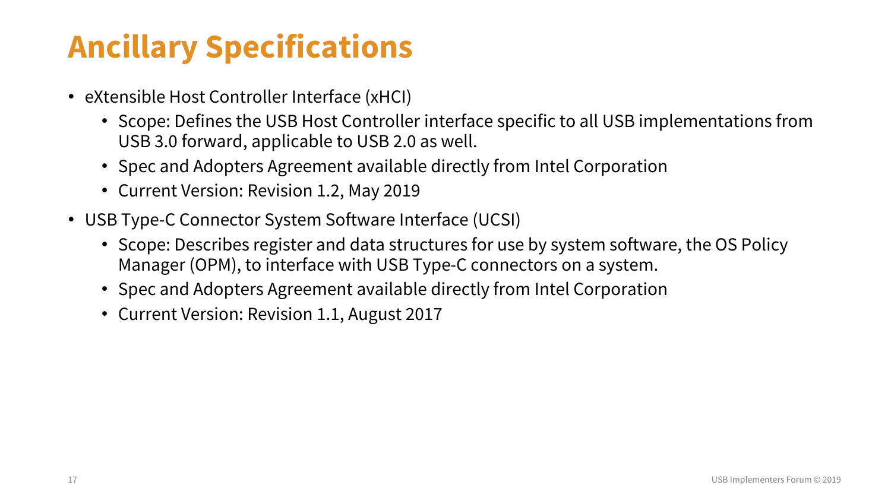# Ancillary Specifications

- eXtensible Host Controller Interface (xHCI)
  - Scope: Defines the USB Host Controller interface specific to all USB implementations from USB 3.0 forward, applicable to USB 2.0 as well.
  - Spec and Adopters Agreement available directly from Intel Corporation
  - Current Version: Revision 1.2, May 2019
- USB Type-C Connector System Software Interface (UCSI)
  - Scope: Describes register and data structures for use by system software, the OS Policy Manager (OPM), to interface with USB Type-C connectors on a system.
  - Spec and Adopters Agreement available directly from Intel Corporation
  - Current Version: Revision 1.1, August 2017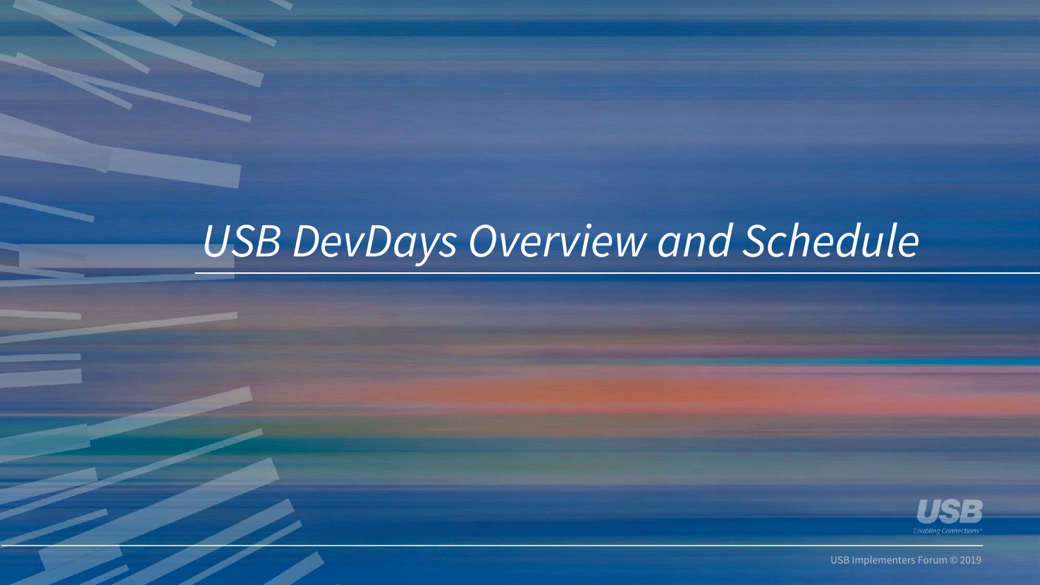# *USB DevDays Overview and Schedule*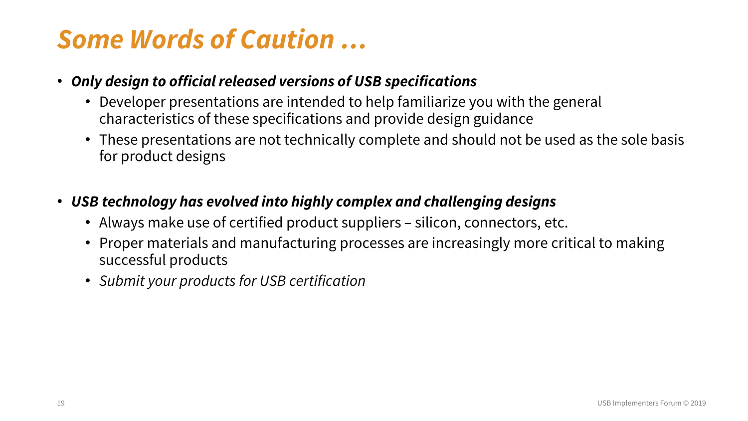# *Some Words of Caution …*

- ***Only design to official released versions of USB specifications***
  - Developer presentations are intended to help familiarize you with the general characteristics of these specifications and provide design guidance
  - These presentations are not technically complete and should not be used as the sole basis for product designs

- ***USB technology has evolved into highly complex and challenging designs***
  - Always make use of certified product suppliers – silicon, connectors, etc.
  - Proper materials and manufacturing processes are increasingly more critical to making successful products
  - *Submit your products for USB certification*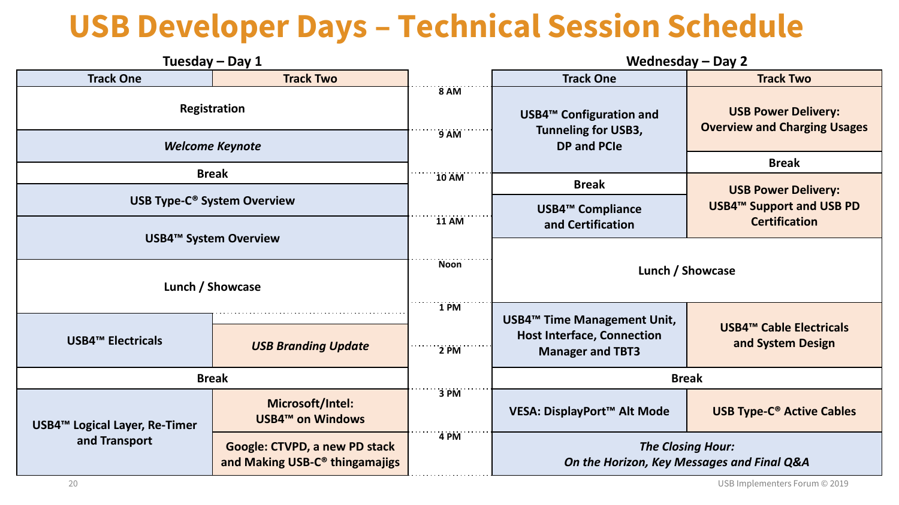# USB Developer Days – Technical Session Schedule

## Tuesday – Day 1

| Time | Track One | Track Two |
|---|---|---|
| 8 AM | Registration | |
| 9 AM | *Welcome Keynote* | |
| | Break | |
| 10 AM | USB Type-C® System Overview | |
| 11 AM | USB4™ System Overview | |
| Noon | Lunch / Showcase | |
| 1 PM | USB4™ Electricals | Lunch / Showcase |
| | USB4™ Electricals | *USB Branding Update* |
| 2 PM | Break | |
| 3 PM | USB4™ Logical Layer, Re-Timer and Transport | Microsoft/Intel: USB4™ on Windows |
| 4 PM | USB4™ Logical Layer, Re-Timer and Transport | Google: CTVPD, a new PD stack and Making USB-C® thingamajigs |

## Wednesday – Day 2

| Time | Track One | Track Two |
|---|---|---|
| 8 AM | USB4™ Configuration and Tunneling for USB3, DP and PCIe | USB Power Delivery: Overview and Charging Usages |
| 9 AM | USB4™ Configuration and Tunneling for USB3, DP and PCIe | Break |
| 10 AM | Break | USB Power Delivery: USB4™ Support and USB PD Certification |
| | USB4™ Compliance and Certification | USB Power Delivery: USB4™ Support and USB PD Certification |
| 11 AM | Lunch / Showcase | |
| 1 PM | USB4™ Time Management Unit, Host Interface, Connection Manager and TBT3 | USB4™ Cable Electricals and System Design |
| 2 PM | Break | |
| 3 PM | VESA: DisplayPort™ Alt Mode | USB Type-C® Active Cables |
| 4 PM | *The Closing Hour: On the Horizon, Key Messages and Final Q&A* | |

USB Implementers Forum © 2019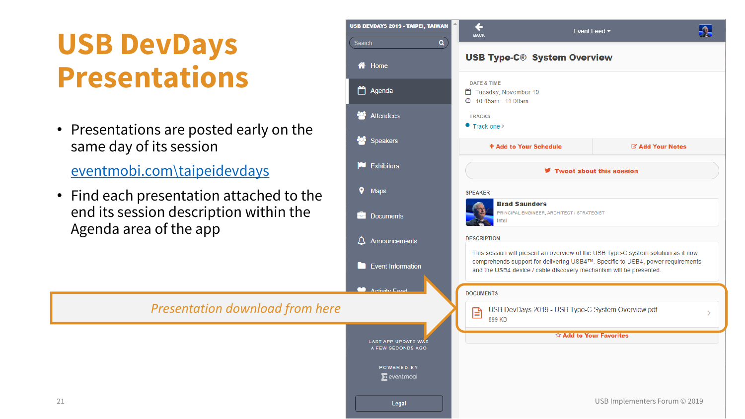# USB DevDays Presentations

- Presentations are posted early on the same day of its session

  eventmobi.com\taipeidevdays

- Find each presentation attached to the end its session description within the Agenda area of the app

*Presentation download from here*

USB DEVDAYS 2019 - TAIPEI, TAIWAN

Search

- Home
- Agenda
- Attendees
- Speakers
- Exhibitors
- Maps
- Documents
- Announcements
- Event Information
- Activity Feed

LAST APP UPDATE WAS A FEW SECONDS AGO

POWERED BY eventmobi

Legal

BACK

Event Feed

**USB Type-C® System Overview**

DATE & TIME

Tuesday, November 19

10:15am - 11:00am

TRACKS

Track one >

+ Add to Your Schedule

Add Your Notes

Tweet about this session

SPEAKER

**Brad Saunders**

PRINCIPAL ENGINEER, ARCHITECT / STRATEGIST

Intel

DESCRIPTION

This session will present an overview of the USB Type-C system solution as it now comprehends support for delivering USB4™. Specific to USB4, power requirements and the USB4 device / cable discovery mechanism will be presented.

DOCUMENTS

USB DevDays 2019 - USB Type-C System Overview.pdf

899 KB

☆ Add to Your Favorites

USB Implementers Forum © 2019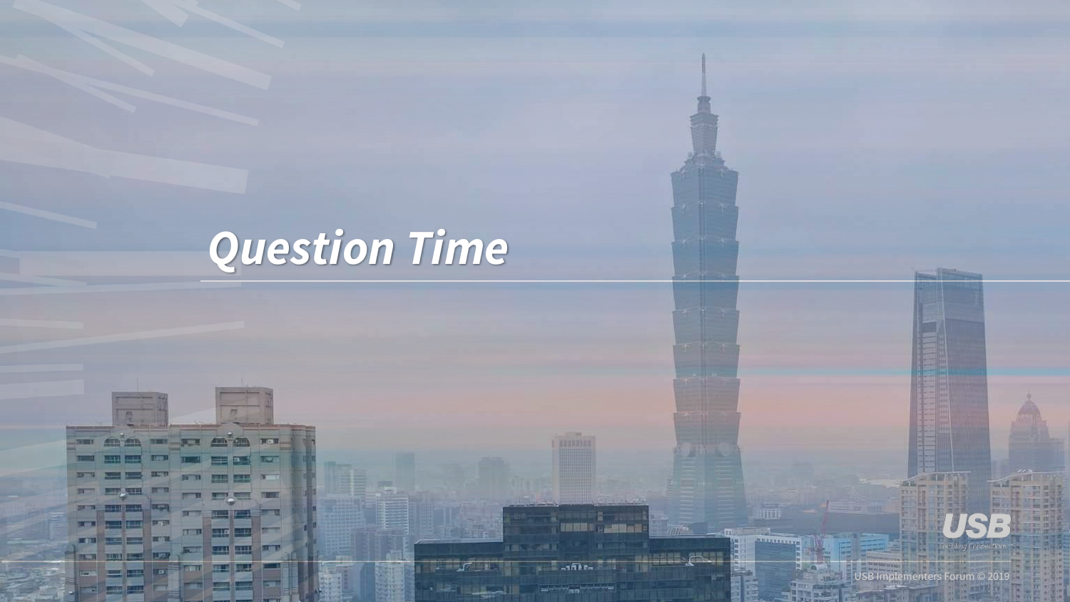# Question Time